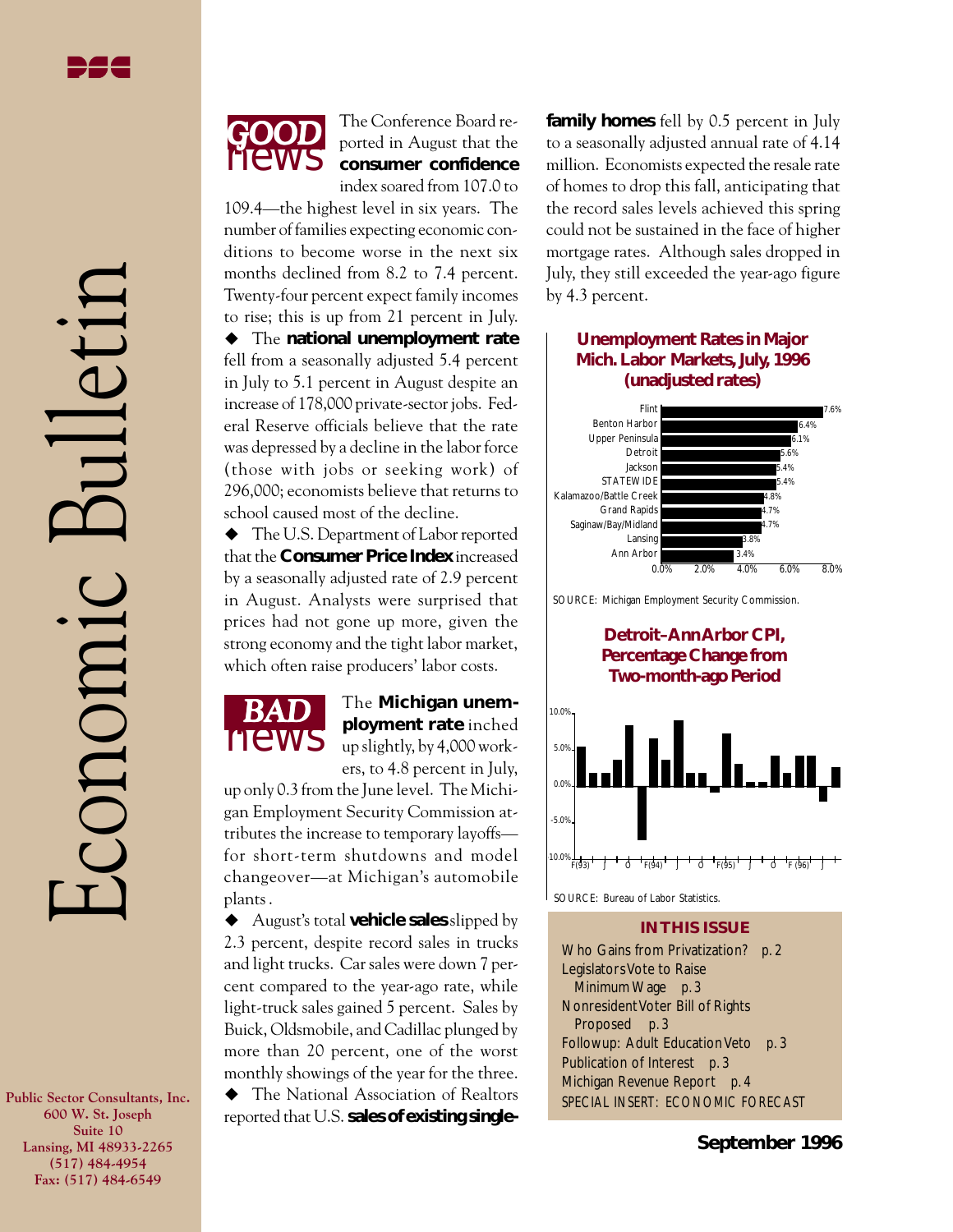# Economic Bulletin

**September 1996**

Public Sector Consultants, Inc.
600 W. St. Joseph
Suite 10
Lansing, MI 48933-2265
(517) 484-4954
Fax: (517) 484-6549

## GOOD news

The Conference Board reported in August that the **consumer confidence** index soared from 107.0 to 109.4—the highest level in six years. The number of families expecting economic conditions to become worse in the next six months declined from 8.2 to 7.4 percent. Twenty-four percent expect family incomes to rise; this is up from 21 percent in July.

◆ The **national unemployment rate** fell from a seasonally adjusted 5.4 percent in July to 5.1 percent in August despite an increase of 178,000 private-sector jobs. Federal Reserve officials believe that the rate was depressed by a decline in the labor force (those with jobs or seeking work) of 296,000; economists believe that returns to school caused most of the decline.

◆ The U.S. Department of Labor reported that the **Consumer Price Index** increased by a seasonally adjusted rate of 2.9 percent in August. Analysts were surprised that prices had not gone up more, given the strong economy and the tight labor market, which often raise producers' labor costs.

## BAD news

The **Michigan unemployment rate** inched up slightly, by 4,000 workers, to 4.8 percent in July, up only 0.3 from the June level. The Michigan Employment Security Commission attributes the increase to temporary layoffs—for short-term shutdowns and model changeover—at Michigan's automobile plants.

◆ August's total **vehicle sales** slipped by 2.3 percent, despite record sales in trucks and light trucks. Car sales were down 7 percent compared to the year-ago rate, while light-truck sales gained 5 percent. Sales by Buick, Oldsmobile, and Cadillac plunged by more than 20 percent, one of the worst monthly showings of the year for the three.

◆ The National Association of Realtors reported that U.S. **sales of existing single-family homes** fell by 0.5 percent in July to a seasonally adjusted annual rate of 4.14 million. Economists expected the resale rate of homes to drop this fall, anticipating that the record sales levels achieved this spring could not be sustained in the face of higher mortgage rates. Although sales dropped in July, they still exceeded the year-ago figure by 4.3 percent.

### Unemployment Rates in Major Mich. Labor Markets, July, 1996 (unadjusted rates)

| Labor Market | Rate |
|---|---|
| Flint | 7.6% |
| Benton Harbor | 6.4% |
| Upper Peninsula | 6.1% |
| Detroit | 5.6% |
| Jackson | 5.4% |
| STATEWIDE | 5.4% |
| Kalamazoo/Battle Creek | 4.8% |
| Grand Rapids | 4.7% |
| Saginaw/Bay/Midland | 4.7% |
| Lansing | 3.8% |
| Ann Arbor | 3.4% |

SOURCE: Michigan Employment Security Commission.

### Detroit–Ann Arbor CPI, Percentage Change from Two-month-ago Period

SOURCE: Bureau of Labor Statistics.

### IN THIS ISSUE

- Who Gains from Privatization? p. 2
- Legislators Vote to Raise Minimum Wage p. 3
- Nonresident Voter Bill of Rights Proposed p. 3
- Followup: Adult Education Veto p. 3
- Publication of Interest p. 3
- Michigan Revenue Report p. 4
- SPECIAL INSERT: ECONOMIC FORECAST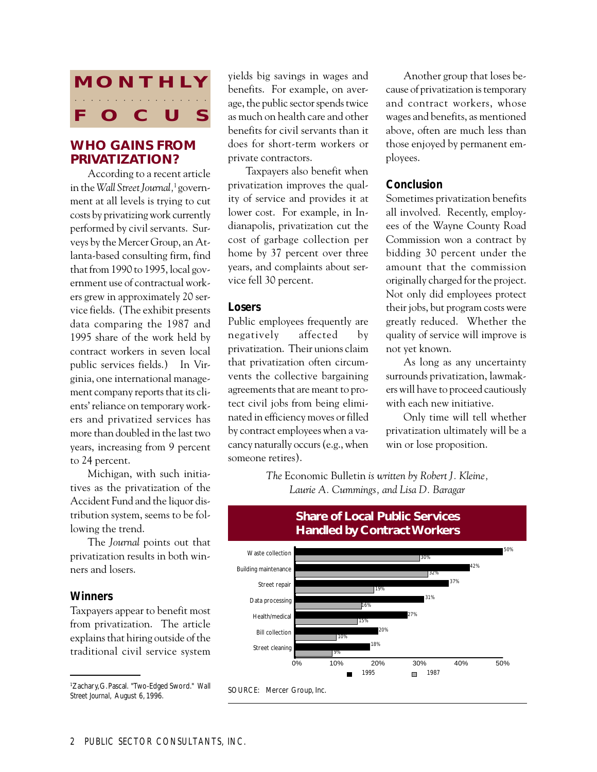# MONTHLY FOCUS

## WHO GAINS FROM PRIVATIZATION?

According to a recent article in the *Wall Street Journal*,[1] government at all levels is trying to cut costs by privatizing work currently performed by civil servants. Surveys by the Mercer Group, an Atlanta-based consulting firm, find that from 1990 to 1995, local government use of contractual workers grew in approximately 20 service fields. (The exhibit presents data comparing the 1987 and 1995 share of the work held by contract workers in seven local public services fields.) In Virginia, one international management company reports that its clients' reliance on temporary workers and privatized services has more than doubled in the last two years, increasing from 9 percent to 24 percent.

Michigan, with such initiatives as the privatization of the Accident Fund and the liquor distribution system, seems to be following the trend.

The *Journal* points out that privatization results in both winners and losers.

### Winners

Taxpayers appear to benefit most from privatization. The article explains that hiring outside of the traditional civil service system yields big savings in wages and benefits. For example, on average, the public sector spends twice as much on health care and other benefits for civil servants than it does for short-term workers or private contractors.

Taxpayers also benefit when privatization improves the quality of service and provides it at lower cost. For example, in Indianapolis, privatization cut the cost of garbage collection per home by 37 percent over three years, and complaints about service fell 30 percent.

### Losers

Public employees frequently are negatively affected by privatization. Their unions claim that privatization often circumvents the collective bargaining agreements that are meant to protect civil jobs from being eliminated in efficiency moves or filled by contract employees when a vacancy naturally occurs (e.g., when someone retires).

Another group that loses because of privatization is temporary and contract workers, whose wages and benefits, as mentioned above, often are much less than those enjoyed by permanent employees.

### Conclusion

Sometimes privatization benefits all involved. Recently, employees of the Wayne County Road Commission won a contract by bidding 30 percent under the amount that the commission originally charged for the project. Not only did employees protect their jobs, but program costs were greatly reduced. Whether the quality of service will improve is not yet known.

As long as any uncertainty surrounds privatization, lawmakers will have to proceed cautiously with each new initiative.

Only time will tell whether privatization ultimately will be a win or lose proposition.

*The* Economic Bulletin *is written by Robert J. Kleine, Laurie A. Cummings, and Lisa D. Baragar*

**Share of Local Public Services Handled by Contract Workers**

| Service | 1995 | 1987 |
|---|---|---|
| Waste collection | 50% | 30% |
| Building maintenance | 42% | 32% |
| Street repair | 37% | 19% |
| Data processing | 31% | 16% |
| Health/medical | 27% | 15% |
| Bill collection | 20% | 10% |
| Street cleaning | 18% | 9% |

SOURCE: Mercer Group, Inc.

---

[1] Zachary, G. Pascal. "Two-Edged Sword." Wall Street Journal, August 6, 1996.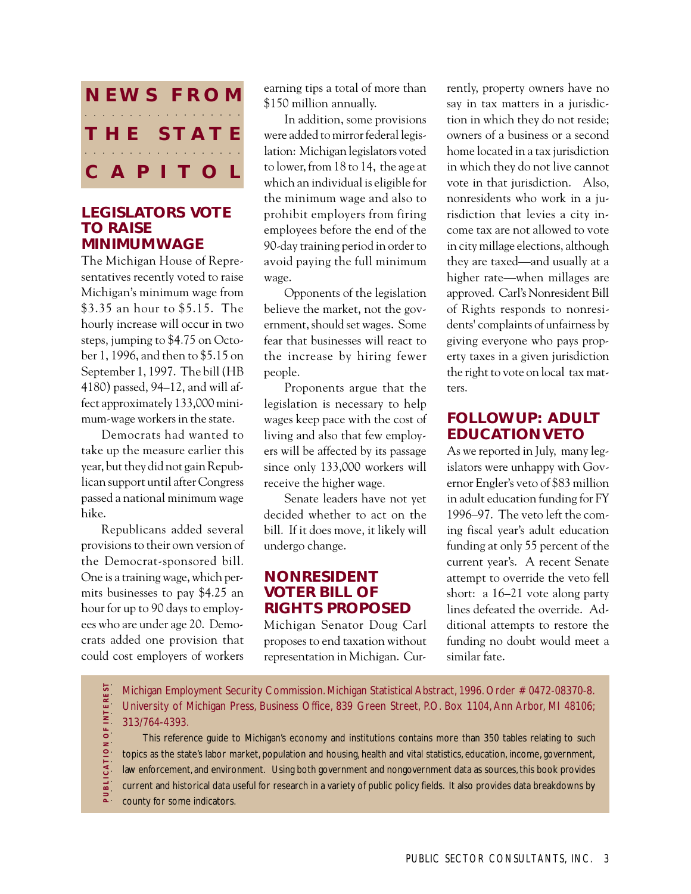# NEWS FROM THE STATE CAPITOL

## LEGISLATORS VOTE TO RAISE MINIMUMWAGE

The Michigan House of Representatives recently voted to raise Michigan's minimum wage from $3.35 an hour to $5.15. The hourly increase will occur in two steps, jumping to $4.75 on October 1, 1996, and then to $5.15 on September 1, 1997. The bill (HB 4180) passed, 94–12, and will affect approximately 133,000 minimum-wage workers in the state.

Democrats had wanted to take up the measure earlier this year, but they did not gain Republican support until after Congress passed a national minimum wage hike.

Republicans added several provisions to their own version of the Democrat-sponsored bill. One is a training wage, which permits businesses to pay $4.25 an hour for up to 90 days to employees who are under age 20. Democrats added one provision that could cost employers of workers earning tips a total of more than $150 million annually.

In addition, some provisions were added to mirror federal legislation: Michigan legislators voted to lower, from 18 to 14, the age at which an individual is eligible for the minimum wage and also to prohibit employers from firing employees before the end of the 90-day training period in order to avoid paying the full minimum wage.

Opponents of the legislation believe the market, not the government, should set wages. Some fear that businesses will react to the increase by hiring fewer people.

Proponents argue that the legislation is necessary to help wages keep pace with the cost of living and also that few employers will be affected by its passage since only 133,000 workers will receive the higher wage.

Senate leaders have not yet decided whether to act on the bill. If it does move, it likely will undergo change.

## NONRESIDENT VOTER BILL OF RIGHTS PROPOSED

Michigan Senator Doug Carl proposes to end taxation without representation in Michigan. Currently, property owners have no say in tax matters in a jurisdiction in which they do not reside; owners of a business or a second home located in a tax jurisdiction in which they do not live cannot vote in that jurisdiction. Also, nonresidents who work in a jurisdiction that levies a city income tax are not allowed to vote in city millage elections, although they are taxed—and usually at a higher rate—when millages are approved. Carl's Nonresident Bill of Rights responds to nonresidents' complaints of unfairness by giving everyone who pays property taxes in a given jurisdiction the right to vote on local tax matters.

## FOLLOWUP: ADULT EDUCATION VETO

As we reported in July, many legislators were unhappy with Governor Engler's veto of $83 million in adult education funding for FY 1996–97. The veto left the coming fiscal year's adult education funding at only 55 percent of the current year's. A recent Senate attempt to override the veto fell short: a 16–21 vote along party lines defeated the override. Additional attempts to restore the funding no doubt would meet a similar fate.

**PUBLICATION OF INTEREST**

Michigan Employment Security Commission. Michigan Statistical Abstract, 1996. Order # 0472-08370-8. University of Michigan Press, Business Office, 839 Green Street, P.O. Box 1104, Ann Arbor, MI 48106; 313/764-4393.

This reference guide to Michigan's economy and institutions contains more than 350 tables relating to such topics as the state's labor market, population and housing, health and vital statistics, education, income, government, law enforcement, and environment. Using both government and nongovernment data as sources, this book provides current and historical data useful for research in a variety of public policy fields. It also provides data breakdowns by county for some indicators.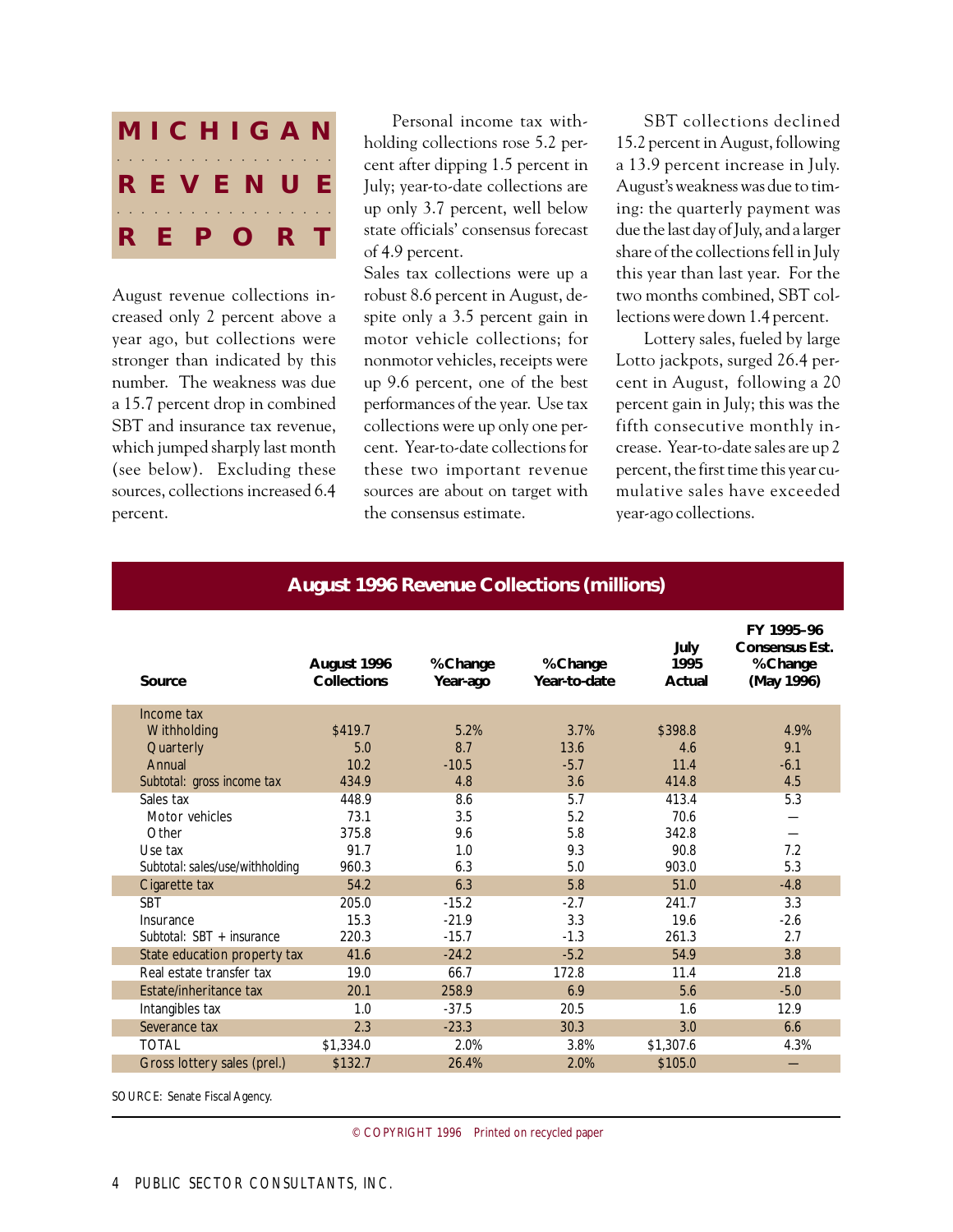# MICHIGAN REVENUE REPORT

August revenue collections increased only 2 percent above a year ago, but collections were stronger than indicated by this number. The weakness was due a 15.7 percent drop in combined SBT and insurance tax revenue, which jumped sharply last month (see below). Excluding these sources, collections increased 6.4 percent.

Personal income tax withholding collections rose 5.2 percent after dipping 1.5 percent in July; year-to-date collections are up only 3.7 percent, well below state officials' consensus forecast of 4.9 percent.

Sales tax collections were up a robust 8.6 percent in August, despite only a 3.5 percent gain in motor vehicle collections; for nonmotor vehicles, receipts were up 9.6 percent, one of the best performances of the year. Use tax collections were up only one percent. Year-to-date collections for these two important revenue sources are about on target with the consensus estimate.

SBT collections declined 15.2 percent in August, following a 13.9 percent increase in July. August's weakness was due to timing: the quarterly payment was due the last day of July, and a larger share of the collections fell in July this year than last year. For the two months combined, SBT collections were down 1.4 percent.

Lottery sales, fueled by large Lotto jackpots, surged 26.4 percent in August, following a 20 percent gain in July; this was the fifth consecutive monthly increase. Year-to-date sales are up 2 percent, the first time this year cumulative sales have exceeded year-ago collections.

## August 1996 Revenue Collections (millions)

| Source | August 1996 Collections | % Change Year-ago | % Change Year-to-date | July 1995 Actual | FY 1995–96 Consensus Est. % Change (May 1996) |
|---|---|---|---|---|---|
| Income tax | | | | | |
| Withholding | $419.7 | 5.2% | 3.7% | $398.8 | 4.9% |
| Quarterly | 5.0 | 8.7 | 13.6 | 4.6 | 9.1 |
| Annual | 10.2 | -10.5 | -5.7 | 11.4 | -6.1 |
| Subtotal: gross income tax | 434.9 | 4.8 | 3.6 | 414.8 | 4.5 |
| Sales tax | 448.9 | 8.6 | 5.7 | 413.4 | 5.3 |
| Motor vehicles | 73.1 | 3.5 | 5.2 | 70.6 | — |
| Other | 375.8 | 9.6 | 5.8 | 342.8 | — |
| Use tax | 91.7 | 1.0 | 9.3 | 90.8 | 7.2 |
| Subtotal: sales/use/withholding | 960.3 | 6.3 | 5.0 | 903.0 | 5.3 |
| Cigarette tax | 54.2 | 6.3 | 5.8 | 51.0 | -4.8 |
| SBT | 205.0 | -15.2 | -2.7 | 241.7 | 3.3 |
| Insurance | 15.3 | -21.9 | 3.3 | 19.6 | -2.6 |
| Subtotal: SBT + insurance | 220.3 | -15.7 | -1.3 | 261.3 | 2.7 |
| State education property tax | 41.6 | -24.2 | -5.2 | 54.9 | 3.8 |
| Real estate transfer tax | 19.0 | 66.7 | 172.8 | 11.4 | 21.8 |
| Estate/inheritance tax | 20.1 | 258.9 | 6.9 | 5.6 | -5.0 |
| Intangibles tax | 1.0 | -37.5 | 20.5 | 1.6 | 12.9 |
| Severance tax | 2.3 | -23.3 | 30.3 | 3.0 | 6.6 |
| TOTAL | $1,334.0 | 2.0% | 3.8% | $1,307.6 | 4.3% |
| Gross lottery sales (prel.) | $132.7 | 26.4% | 2.0% | $105.0 | — |

SOURCE: Senate Fiscal Agency.

© COPYRIGHT 1996 Printed on recycled paper